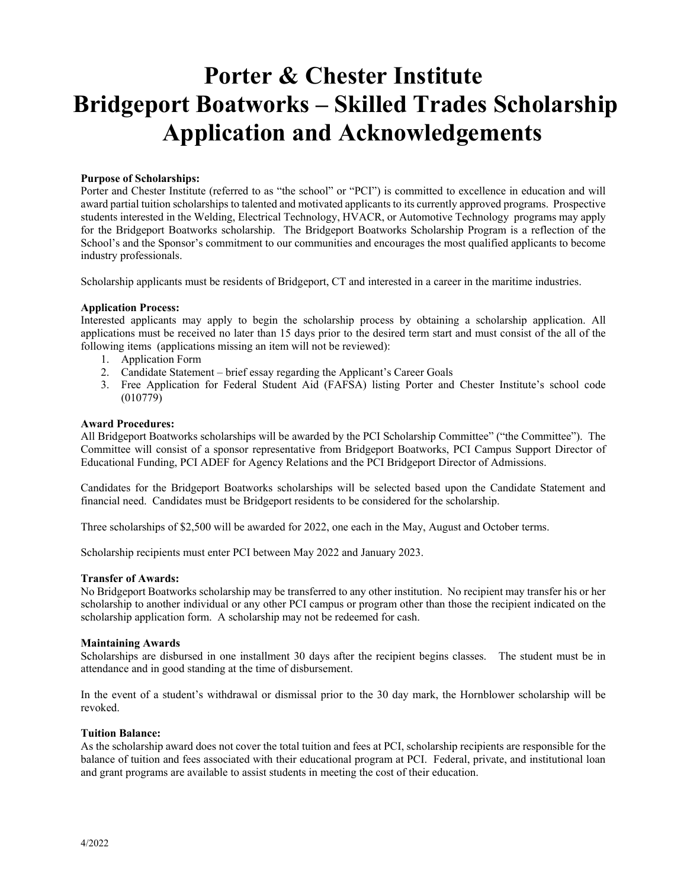# Porter & Chester Institute
# Bridgeport Boatworks – Skilled Trades Scholarship
# Application and Acknowledgements

**Purpose of Scholarships:**

Porter and Chester Institute (referred to as "the school" or "PCI") is committed to excellence in education and will award partial tuition scholarships to talented and motivated applicants to its currently approved programs. Prospective students interested in the Welding, Electrical Technology, HVACR, or Automotive Technology programs may apply for the Bridgeport Boatworks scholarship. The Bridgeport Boatworks Scholarship Program is a reflection of the School's and the Sponsor's commitment to our communities and encourages the most qualified applicants to become industry professionals.

Scholarship applicants must be residents of Bridgeport, CT and interested in a career in the maritime industries.

**Application Process:**

Interested applicants may apply to begin the scholarship process by obtaining a scholarship application. All applications must be received no later than 15 days prior to the desired term start and must consist of the all of the following items (applications missing an item will not be reviewed):

1. Application Form
2. Candidate Statement – brief essay regarding the Applicant's Career Goals
3. Free Application for Federal Student Aid (FAFSA) listing Porter and Chester Institute's school code (010779)

**Award Procedures:**

All Bridgeport Boatworks scholarships will be awarded by the PCI Scholarship Committee" ("the Committee"). The Committee will consist of a sponsor representative from Bridgeport Boatworks, PCI Campus Support Director of Educational Funding, PCI ADEF for Agency Relations and the PCI Bridgeport Director of Admissions.

Candidates for the Bridgeport Boatworks scholarships will be selected based upon the Candidate Statement and financial need. Candidates must be Bridgeport residents to be considered for the scholarship.

Three scholarships of $2,500 will be awarded for 2022, one each in the May, August and October terms.

Scholarship recipients must enter PCI between May 2022 and January 2023.

**Transfer of Awards:**

No Bridgeport Boatworks scholarship may be transferred to any other institution. No recipient may transfer his or her scholarship to another individual or any other PCI campus or program other than those the recipient indicated on the scholarship application form. A scholarship may not be redeemed for cash.

**Maintaining Awards**

Scholarships are disbursed in one installment 30 days after the recipient begins classes. The student must be in attendance and in good standing at the time of disbursement.

In the event of a student's withdrawal or dismissal prior to the 30 day mark, the Hornblower scholarship will be revoked.

**Tuition Balance:**

As the scholarship award does not cover the total tuition and fees at PCI, scholarship recipients are responsible for the balance of tuition and fees associated with their educational program at PCI. Federal, private, and institutional loan and grant programs are available to assist students in meeting the cost of their education.

4/2022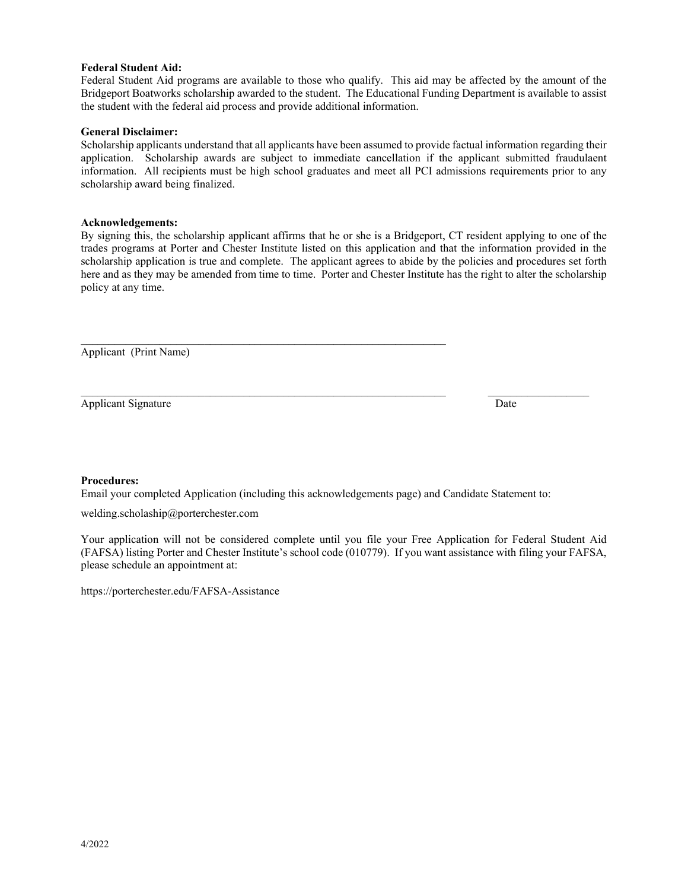**Federal Student Aid:**
Federal Student Aid programs are available to those who qualify. This aid may be affected by the amount of the Bridgeport Boatworks scholarship awarded to the student. The Educational Funding Department is available to assist the student with the federal aid process and provide additional information.

**General Disclaimer:**
Scholarship applicants understand that all applicants have been assumed to provide factual information regarding their application. Scholarship awards are subject to immediate cancellation if the applicant submitted fraudulaent information. All recipients must be high school graduates and meet all PCI admissions requirements prior to any scholarship award being finalized.

**Acknowledgements:**
By signing this, the scholarship applicant affirms that he or she is a Bridgeport, CT resident applying to one of the trades programs at Porter and Chester Institute listed on this application and that the information provided in the scholarship application is true and complete. The applicant agrees to abide by the policies and procedures set forth here and as they may be amended from time to time. Porter and Chester Institute has the right to alter the scholarship policy at any time.

\_\_\_\_\_\_\_\_\_\_\_\_\_\_\_\_\_\_\_\_\_\_\_\_\_\_\_\_\_\_\_\_\_\_\_\_\_\_\_\_\_\_\_\_\_\_\_\_\_\_\_\_\_\_\_\_\_\_\_\_\_\_\_\_
Applicant (Print Name)

\_\_\_\_\_\_\_\_\_\_\_\_\_\_\_\_\_\_\_\_\_\_\_\_\_\_\_\_\_\_\_\_\_\_\_\_\_\_\_\_\_\_\_\_\_\_\_\_\_\_\_\_\_\_\_\_\_\_\_\_\_\_\_\_ \_\_\_\_\_\_\_\_\_\_\_\_\_\_\_\_\_\_\_
Applicant Signature Date

**Procedures:**
Email your completed Application (including this acknowledgements page) and Candidate Statement to:

welding.scholaship@porterchester.com

Your application will not be considered complete until you file your Free Application for Federal Student Aid (FAFSA) listing Porter and Chester Institute's school code (010779). If you want assistance with filing your FAFSA, please schedule an appointment at:

https://porterchester.edu/FAFSA-Assistance

4/2022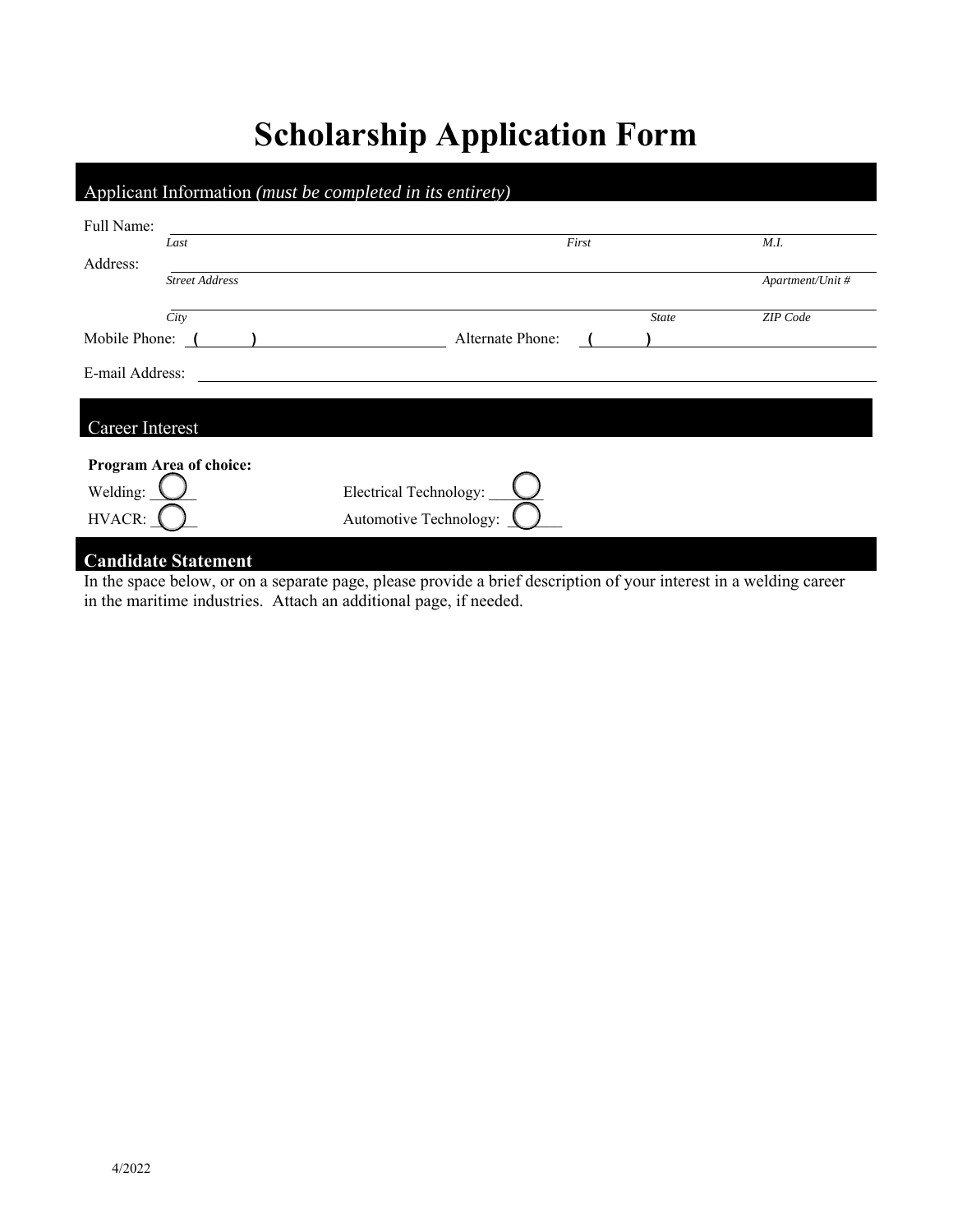# Scholarship Application Form

## Applicant Information *(must be completed in its entirety)*

Full Name: ______________________________________________

*Last* *First* *M.I.*

Address: ______________________________________________

*Street Address* *Apartment/Unit #*

______________________________________________

*City* *State* *ZIP Code*

Mobile Phone: ( ) ______________ Alternate Phone: ( ) ______________

E-mail Address: ______________________________________________

## Career Interest

**Program Area of choice:**

Welding: ◯ Electrical Technology: ◯

HVACR: ◯ Automotive Technology: ◯

## Candidate Statement

In the space below, or on a separate page, please provide a brief description of your interest in a welding career in the maritime industries. Attach an additional page, if needed.

4/2022